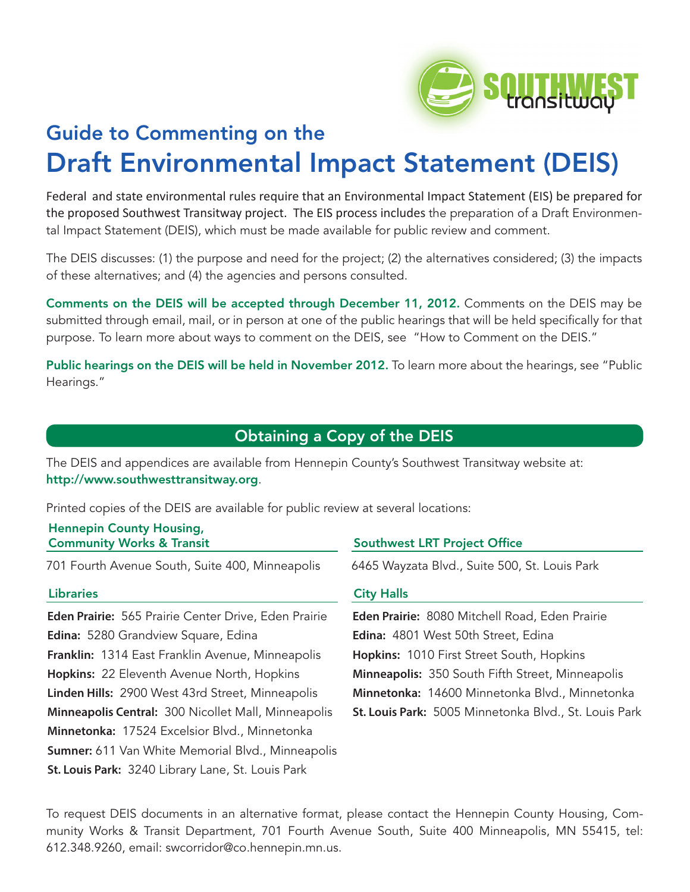SOUTHWEST transitway

## Guide to Commenting on the

# Draft Environmental Impact Statement (DEIS)

Federal and state environmental rules require that an Environmental Impact Statement (EIS) be prepared for the proposed Southwest Transitway project. The EIS process includes the preparation of a Draft Environmental Impact Statement (DEIS), which must be made available for public review and comment.

The DEIS discusses: (1) the purpose and need for the project; (2) the alternatives considered; (3) the impacts of these alternatives; and (4) the agencies and persons consulted.

**Comments on the DEIS will be accepted through December 11, 2012.** Comments on the DEIS may be submitted through email, mail, or in person at one of the public hearings that will be held specifically for that purpose. To learn more about ways to comment on the DEIS, see "How to Comment on the DEIS."

**Public hearings on the DEIS will be held in November 2012.** To learn more about the hearings, see "Public Hearings."

## Obtaining a Copy of the DEIS

The DEIS and appendices are available from Hennepin County's Southwest Transitway website at: **http://www.southwesttransitway.org**.

Printed copies of the DEIS are available for public review at several locations:

### Hennepin County Housing, Community Works & Transit

701 Fourth Avenue South, Suite 400, Minneapolis

### Libraries

**Eden Prairie:** 565 Prairie Center Drive, Eden Prairie
**Edina:** 5280 Grandview Square, Edina
**Franklin:** 1314 East Franklin Avenue, Minneapolis
**Hopkins:** 22 Eleventh Avenue North, Hopkins
**Linden Hills:** 2900 West 43rd Street, Minneapolis
**Minneapolis Central:** 300 Nicollet Mall, Minneapolis
**Minnetonka:** 17524 Excelsior Blvd., Minnetonka
**Sumner:** 611 Van White Memorial Blvd., Minneapolis
**St. Louis Park:** 3240 Library Lane, St. Louis Park

### Southwest LRT Project Office

6465 Wayzata Blvd., Suite 500, St. Louis Park

### City Halls

**Eden Prairie:** 8080 Mitchell Road, Eden Prairie
**Edina:** 4801 West 50th Street, Edina
**Hopkins:** 1010 First Street South, Hopkins
**Minneapolis:** 350 South Fifth Street, Minneapolis
**Minnetonka:** 14600 Minnetonka Blvd., Minnetonka
**St. Louis Park:** 5005 Minnetonka Blvd., St. Louis Park

To request DEIS documents in an alternative format, please contact the Hennepin County Housing, Community Works & Transit Department, 701 Fourth Avenue South, Suite 400 Minneapolis, MN 55415, tel: 612.348.9260, email: swcorridor@co.hennepin.mn.us.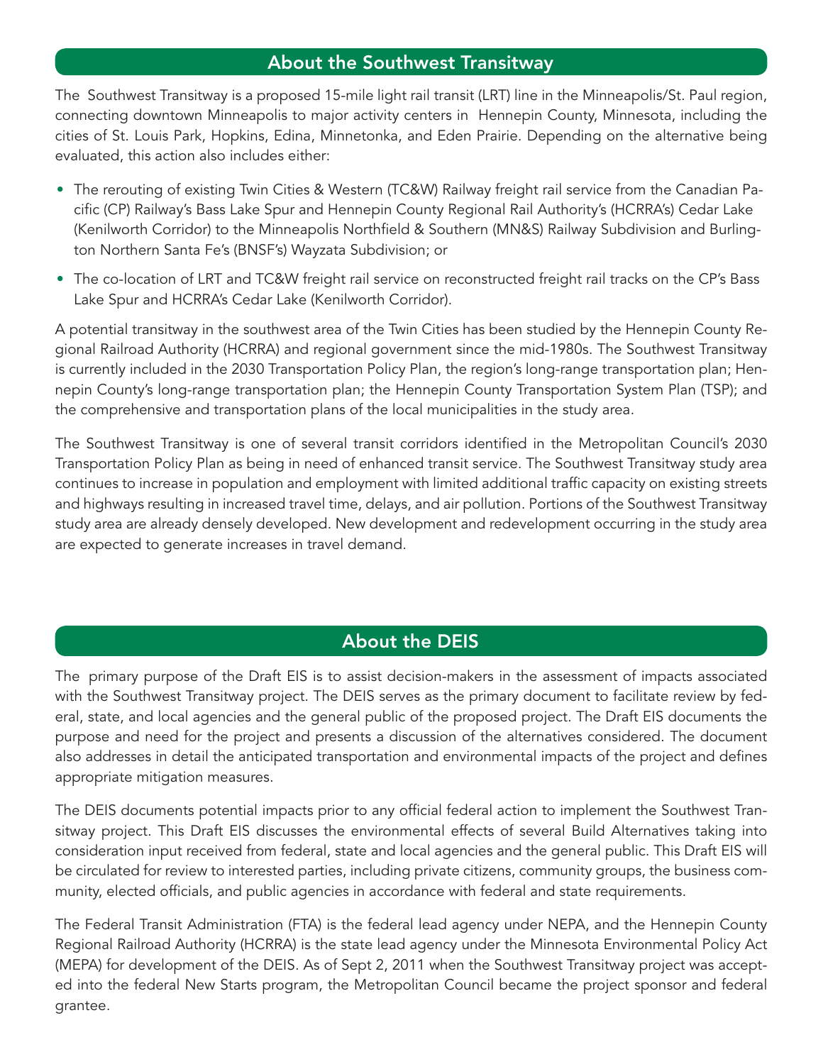## About the Southwest Transitway

The Southwest Transitway is a proposed 15-mile light rail transit (LRT) line in the Minneapolis/St. Paul region, connecting downtown Minneapolis to major activity centers in Hennepin County, Minnesota, including the cities of St. Louis Park, Hopkins, Edina, Minnetonka, and Eden Prairie. Depending on the alternative being evaluated, this action also includes either:

- The rerouting of existing Twin Cities & Western (TC&W) Railway freight rail service from the Canadian Pacific (CP) Railway's Bass Lake Spur and Hennepin County Regional Rail Authority's (HCRRA's) Cedar Lake (Kenilworth Corridor) to the Minneapolis Northfield & Southern (MN&S) Railway Subdivision and Burlington Northern Santa Fe's (BNSF's) Wayzata Subdivision; or
- The co-location of LRT and TC&W freight rail service on reconstructed freight rail tracks on the CP's Bass Lake Spur and HCRRA's Cedar Lake (Kenilworth Corridor).

A potential transitway in the southwest area of the Twin Cities has been studied by the Hennepin County Regional Railroad Authority (HCRRA) and regional government since the mid-1980s. The Southwest Transitway is currently included in the 2030 Transportation Policy Plan, the region's long-range transportation plan; Hennepin County's long-range transportation plan; the Hennepin County Transportation System Plan (TSP); and the comprehensive and transportation plans of the local municipalities in the study area.

The Southwest Transitway is one of several transit corridors identified in the Metropolitan Council's 2030 Transportation Policy Plan as being in need of enhanced transit service. The Southwest Transitway study area continues to increase in population and employment with limited additional traffic capacity on existing streets and highways resulting in increased travel time, delays, and air pollution. Portions of the Southwest Transitway study area are already densely developed. New development and redevelopment occurring in the study area are expected to generate increases in travel demand.

## About the DEIS

The primary purpose of the Draft EIS is to assist decision-makers in the assessment of impacts associated with the Southwest Transitway project. The DEIS serves as the primary document to facilitate review by federal, state, and local agencies and the general public of the proposed project. The Draft EIS documents the purpose and need for the project and presents a discussion of the alternatives considered. The document also addresses in detail the anticipated transportation and environmental impacts of the project and defines appropriate mitigation measures.

The DEIS documents potential impacts prior to any official federal action to implement the Southwest Transitway project. This Draft EIS discusses the environmental effects of several Build Alternatives taking into consideration input received from federal, state and local agencies and the general public. This Draft EIS will be circulated for review to interested parties, including private citizens, community groups, the business community, elected officials, and public agencies in accordance with federal and state requirements.

The Federal Transit Administration (FTA) is the federal lead agency under NEPA, and the Hennepin County Regional Railroad Authority (HCRRA) is the state lead agency under the Minnesota Environmental Policy Act (MEPA) for development of the DEIS. As of Sept 2, 2011 when the Southwest Transitway project was accepted into the federal New Starts program, the Metropolitan Council became the project sponsor and federal grantee.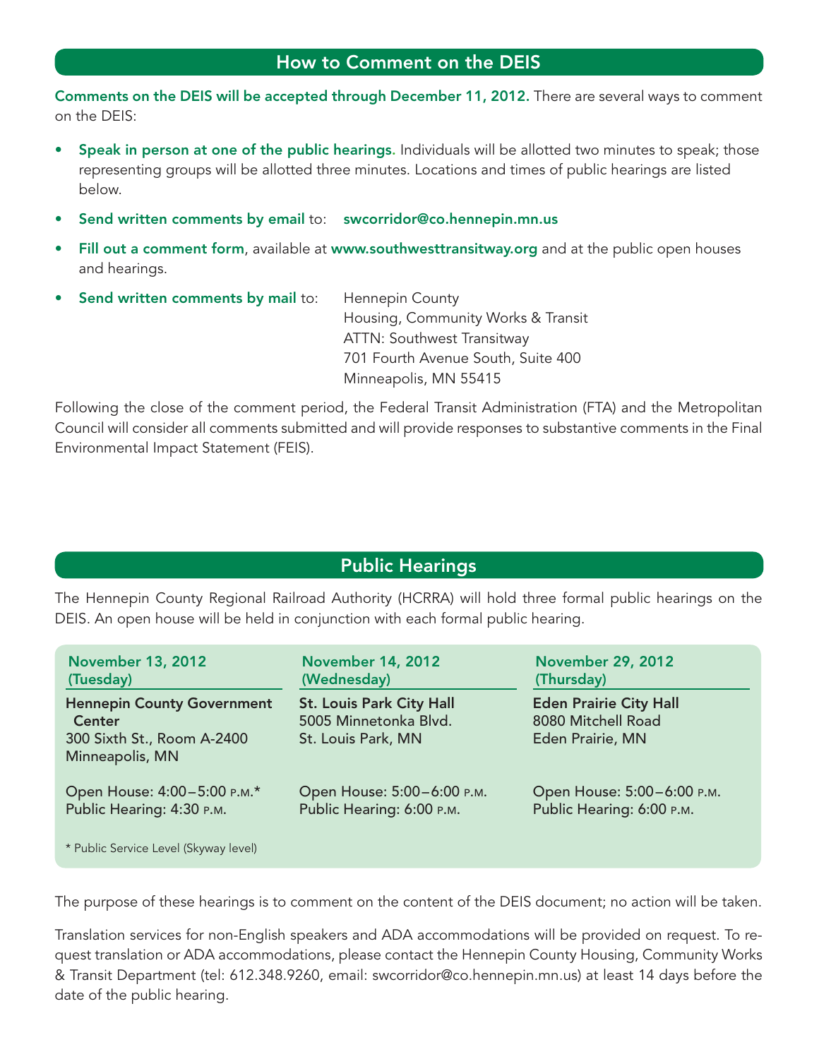## How to Comment on the DEIS

**Comments on the DEIS will be accepted through December 11, 2012.** There are several ways to comment on the DEIS:

- **Speak in person at one of the public hearings.** Individuals will be allotted two minutes to speak; those representing groups will be allotted three minutes. Locations and times of public hearings are listed below.
- **Send written comments by email** to: **swcorridor@co.hennepin.mn.us**
- **Fill out a comment form**, available at **www.southwesttransitway.org** and at the public open houses and hearings.
- **Send written comments by mail** to:
  Hennepin County
  Housing, Community Works & Transit
  ATTN: Southwest Transitway
  701 Fourth Avenue South, Suite 400
  Minneapolis, MN 55415

Following the close of the comment period, the Federal Transit Administration (FTA) and the Metropolitan Council will consider all comments submitted and will provide responses to substantive comments in the Final Environmental Impact Statement (FEIS).

## Public Hearings

The Hennepin County Regional Railroad Authority (HCRRA) will hold three formal public hearings on the DEIS. An open house will be held in conjunction with each formal public hearing.

| November 13, 2012 (Tuesday) | November 14, 2012 (Wednesday) | November 29, 2012 (Thursday) |
|---|---|---|
| **Hennepin County Government Center**<br>300 Sixth St., Room A-2400<br>Minneapolis, MN | **St. Louis Park City Hall**<br>5005 Minnetonka Blvd.<br>St. Louis Park, MN | **Eden Prairie City Hall**<br>8080 Mitchell Road<br>Eden Prairie, MN |
| Open House: 4:00–5:00 P.M.*<br>Public Hearing: 4:30 P.M. | Open House: 5:00–6:00 P.M.<br>Public Hearing: 6:00 P.M. | Open House: 5:00–6:00 P.M.<br>Public Hearing: 6:00 P.M. |

\* Public Service Level (Skyway level)

The purpose of these hearings is to comment on the content of the DEIS document; no action will be taken.

Translation services for non-English speakers and ADA accommodations will be provided on request. To request translation or ADA accommodations, please contact the Hennepin County Housing, Community Works & Transit Department (tel: 612.348.9260, email: swcorridor@co.hennepin.mn.us) at least 14 days before the date of the public hearing.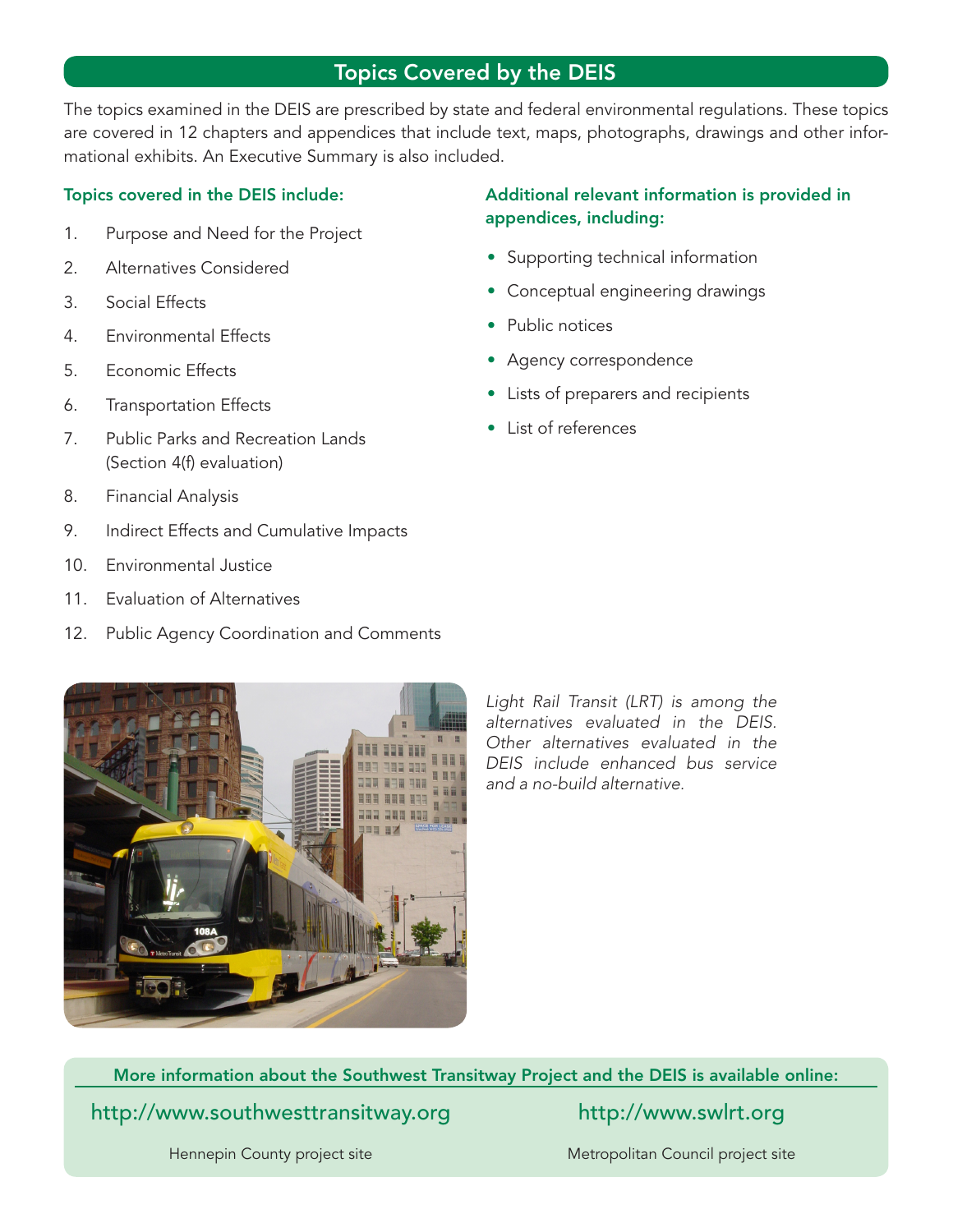## Topics Covered by the DEIS

The topics examined in the DEIS are prescribed by state and federal environmental regulations. These topics are covered in 12 chapters and appendices that include text, maps, photographs, drawings and other informational exhibits. An Executive Summary is also included.

**Topics covered in the DEIS include:**

1. Purpose and Need for the Project
2. Alternatives Considered
3. Social Effects
4. Environmental Effects
5. Economic Effects
6. Transportation Effects
7. Public Parks and Recreation Lands (Section 4(f) evaluation)
8. Financial Analysis
9. Indirect Effects and Cumulative Impacts
10. Environmental Justice
11. Evaluation of Alternatives
12. Public Agency Coordination and Comments

**Additional relevant information is provided in appendices, including:**

- Supporting technical information
- Conceptual engineering drawings
- Public notices
- Agency correspondence
- Lists of preparers and recipients
- List of references

*Light Rail Transit (LRT) is among the alternatives evaluated in the DEIS. Other alternatives evaluated in the DEIS include enhanced bus service and a no-build alternative.*

**More information about the Southwest Transitway Project and the DEIS is available online:**

http://www.southwesttransitway.org

Hennepin County project site

http://www.swlrt.org

Metropolitan Council project site